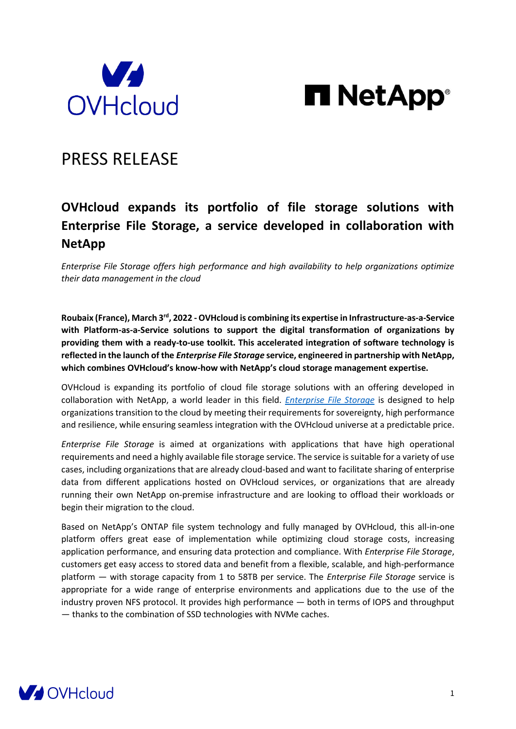# PRESS RELEASE

## OVHcloud expands its portfolio of file storage solutions with Enterprise File Storage, a service developed in collaboration with NetApp

*Enterprise File Storage offers high performance and high availability to help organizations optimize their data management in the cloud*

**Roubaix (France), March 3rd, 2022 - OVHcloud is combining its expertise in Infrastructure-as-a-Service with Platform-as-a-Service solutions to support the digital transformation of organizations by providing them with a ready-to-use toolkit. This accelerated integration of software technology is reflected in the launch of the *Enterprise File Storage* service, engineered in partnership with NetApp, which combines OVHcloud's know-how with NetApp's cloud storage management expertise.**

OVHcloud is expanding its portfolio of cloud file storage solutions with an offering developed in collaboration with NetApp, a world leader in this field. *Enterprise File Storage* is designed to help organizations transition to the cloud by meeting their requirements for sovereignty, high performance and resilience, while ensuring seamless integration with the OVHcloud universe at a predictable price.

*Enterprise File Storage* is aimed at organizations with applications that have high operational requirements and need a highly available file storage service. The service is suitable for a variety of use cases, including organizations that are already cloud-based and want to facilitate sharing of enterprise data from different applications hosted on OVHcloud services, or organizations that are already running their own NetApp on-premise infrastructure and are looking to offload their workloads or begin their migration to the cloud.

Based on NetApp's ONTAP file system technology and fully managed by OVHcloud, this all-in-one platform offers great ease of implementation while optimizing cloud storage costs, increasing application performance, and ensuring data protection and compliance. With *Enterprise File Storage*, customers get easy access to stored data and benefit from a flexible, scalable, and high-performance platform — with storage capacity from 1 to 58TB per service. The *Enterprise File Storage* service is appropriate for a wide range of enterprise environments and applications due to the use of the industry proven NFS protocol. It provides high performance — both in terms of IOPS and throughput — thanks to the combination of SSD technologies with NVMe caches.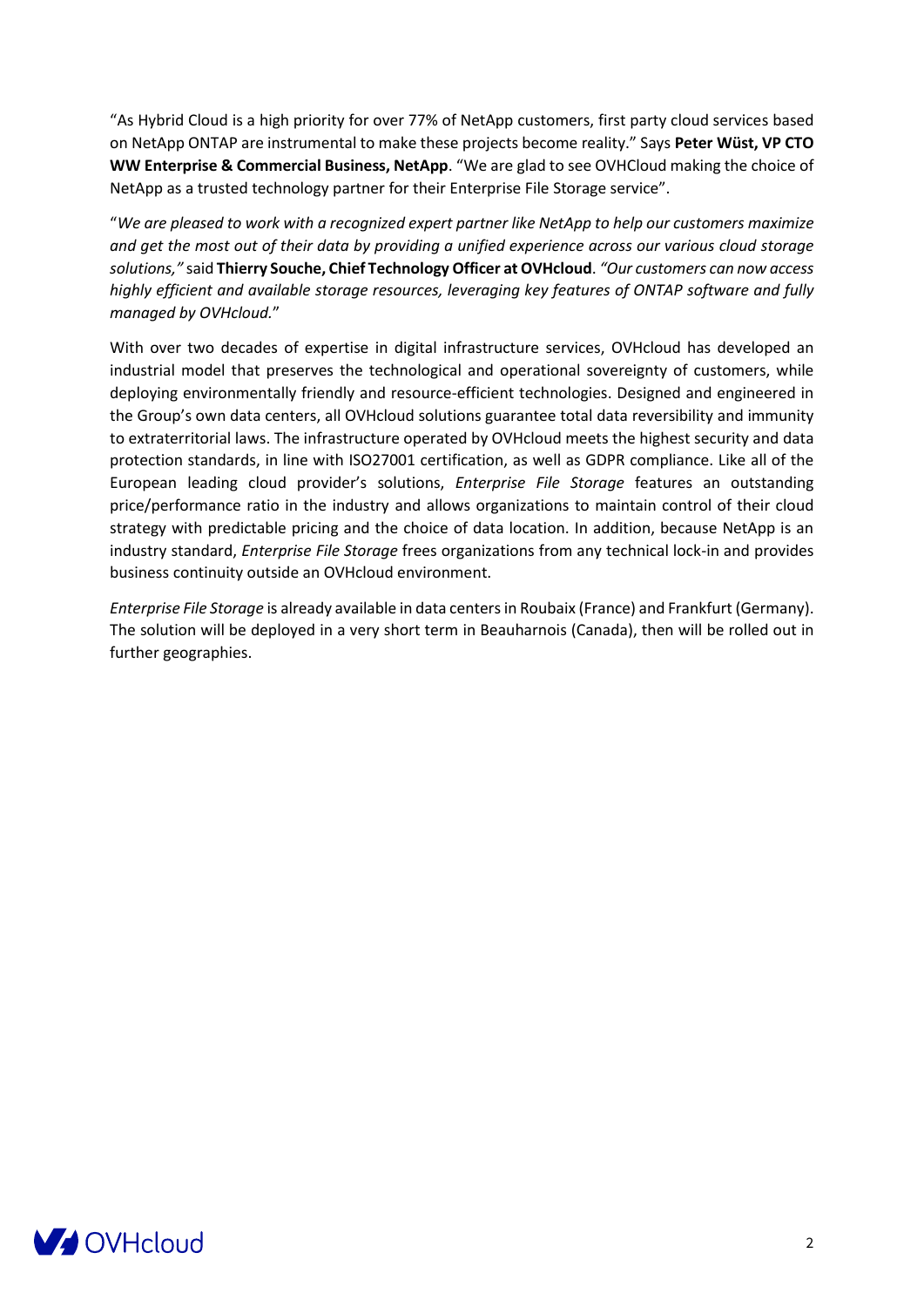"As Hybrid Cloud is a high priority for over 77% of NetApp customers, first party cloud services based on NetApp ONTAP are instrumental to make these projects become reality." Says **Peter Wüst, VP CTO WW Enterprise & Commercial Business, NetApp**. "We are glad to see OVHCloud making the choice of NetApp as a trusted technology partner for their Enterprise File Storage service".

"*We are pleased to work with a recognized expert partner like NetApp to help our customers maximize and get the most out of their data by providing a unified experience across our various cloud storage solutions,"* said **Thierry Souche, Chief Technology Officer at OVHcloud**. *"Our customers can now access highly efficient and available storage resources, leveraging key features of ONTAP software and fully managed by OVHcloud.*"

With over two decades of expertise in digital infrastructure services, OVHcloud has developed an industrial model that preserves the technological and operational sovereignty of customers, while deploying environmentally friendly and resource-efficient technologies. Designed and engineered in the Group's own data centers, all OVHcloud solutions guarantee total data reversibility and immunity to extraterritorial laws. The infrastructure operated by OVHcloud meets the highest security and data protection standards, in line with ISO27001 certification, as well as GDPR compliance. Like all of the European leading cloud provider's solutions, *Enterprise File Storage* features an outstanding price/performance ratio in the industry and allows organizations to maintain control of their cloud strategy with predictable pricing and the choice of data location. In addition, because NetApp is an industry standard, *Enterprise File Storage* frees organizations from any technical lock-in and provides business continuity outside an OVHcloud environment.

*Enterprise File Storage* is already available in data centers in Roubaix (France) and Frankfurt (Germany). The solution will be deployed in a very short term in Beauharnois (Canada), then will be rolled out in further geographies.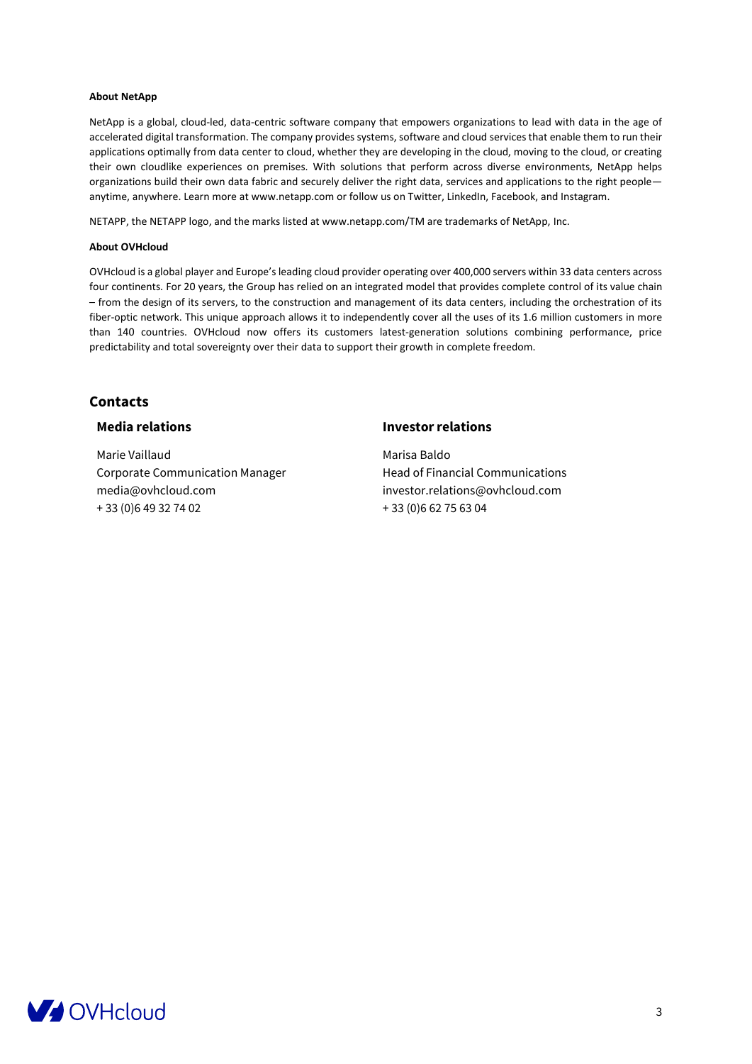**About NetApp**

NetApp is a global, cloud-led, data-centric software company that empowers organizations to lead with data in the age of accelerated digital transformation. The company provides systems, software and cloud services that enable them to run their applications optimally from data center to cloud, whether they are developing in the cloud, moving to the cloud, or creating their own cloudlike experiences on premises. With solutions that perform across diverse environments, NetApp helps organizations build their own data fabric and securely deliver the right data, services and applications to the right people—anytime, anywhere. Learn more at www.netapp.com or follow us on Twitter, LinkedIn, Facebook, and Instagram.

NETAPP, the NETAPP logo, and the marks listed at www.netapp.com/TM are trademarks of NetApp, Inc.

**About OVHcloud**

OVHcloud is a global player and Europe's leading cloud provider operating over 400,000 servers within 33 data centers across four continents. For 20 years, the Group has relied on an integrated model that provides complete control of its value chain – from the design of its servers, to the construction and management of its data centers, including the orchestration of its fiber-optic network. This unique approach allows it to independently cover all the uses of its 1.6 million customers in more than 140 countries. OVHcloud now offers its customers latest-generation solutions combining performance, price predictability and total sovereignty over their data to support their growth in complete freedom.

## Contacts

### Media relations

Marie Vaillaud
Corporate Communication Manager
media@ovhcloud.com
+ 33 (0)6 49 32 74 02

### Investor relations

Marisa Baldo
Head of Financial Communications
investor.relations@ovhcloud.com
+ 33 (0)6 62 75 63 04